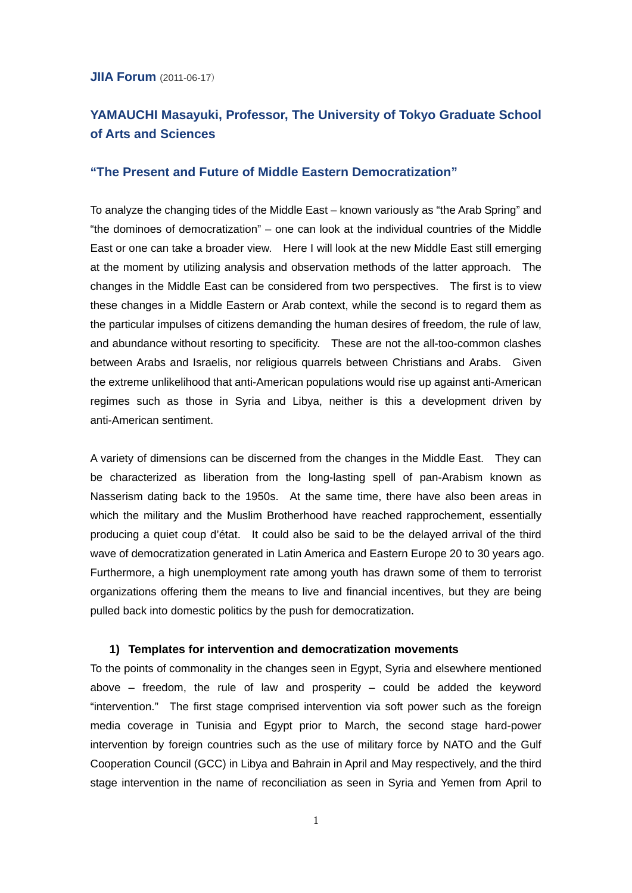**JIIA Forum** (2011-06-17)

## YAMAUCHI Masayuki, Professor, The University of Tokyo Graduate School of Arts and Sciences

## "The Present and Future of Middle Eastern Democratization"

To analyze the changing tides of the Middle East – known variously as "the Arab Spring" and "the dominoes of democratization" – one can look at the individual countries of the Middle East or one can take a broader view. Here I will look at the new Middle East still emerging at the moment by utilizing analysis and observation methods of the latter approach. The changes in the Middle East can be considered from two perspectives. The first is to view these changes in a Middle Eastern or Arab context, while the second is to regard them as the particular impulses of citizens demanding the human desires of freedom, the rule of law, and abundance without resorting to specificity. These are not the all-too-common clashes between Arabs and Israelis, nor religious quarrels between Christians and Arabs. Given the extreme unlikelihood that anti-American populations would rise up against anti-American regimes such as those in Syria and Libya, neither is this a development driven by anti-American sentiment.

A variety of dimensions can be discerned from the changes in the Middle East. They can be characterized as liberation from the long-lasting spell of pan-Arabism known as Nasserism dating back to the 1950s. At the same time, there have also been areas in which the military and the Muslim Brotherhood have reached rapprochement, essentially producing a quiet coup d'état. It could also be said to be the delayed arrival of the third wave of democratization generated in Latin America and Eastern Europe 20 to 30 years ago. Furthermore, a high unemployment rate among youth has drawn some of them to terrorist organizations offering them the means to live and financial incentives, but they are being pulled back into domestic politics by the push for democratization.

### 1) Templates for intervention and democratization movements

To the points of commonality in the changes seen in Egypt, Syria and elsewhere mentioned above – freedom, the rule of law and prosperity – could be added the keyword "intervention." The first stage comprised intervention via soft power such as the foreign media coverage in Tunisia and Egypt prior to March, the second stage hard-power intervention by foreign countries such as the use of military force by NATO and the Gulf Cooperation Council (GCC) in Libya and Bahrain in April and May respectively, and the third stage intervention in the name of reconciliation as seen in Syria and Yemen from April to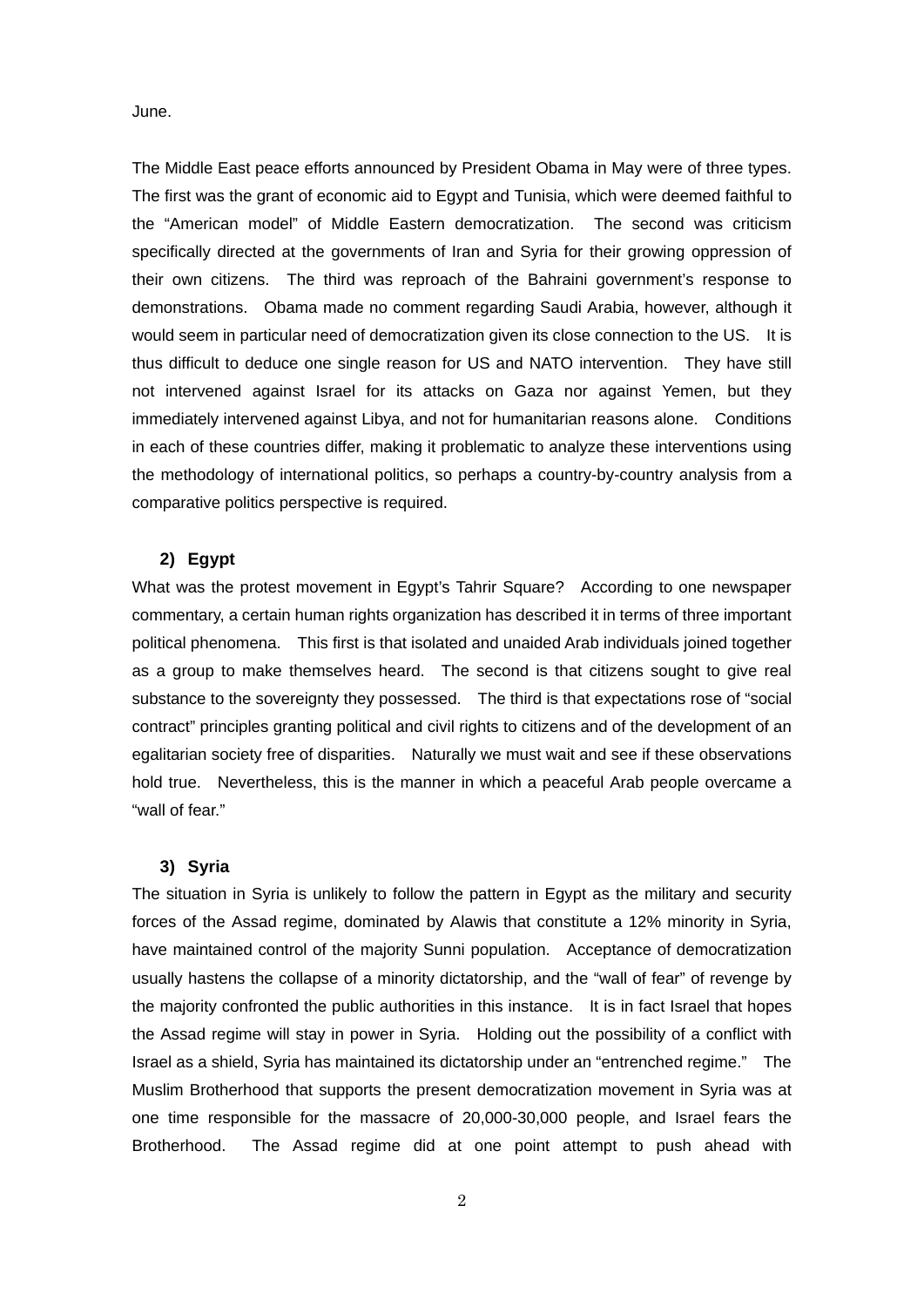June.

The Middle East peace efforts announced by President Obama in May were of three types. The first was the grant of economic aid to Egypt and Tunisia, which were deemed faithful to the "American model" of Middle Eastern democratization. The second was criticism specifically directed at the governments of Iran and Syria for their growing oppression of their own citizens. The third was reproach of the Bahraini government's response to demonstrations. Obama made no comment regarding Saudi Arabia, however, although it would seem in particular need of democratization given its close connection to the US. It is thus difficult to deduce one single reason for US and NATO intervention. They have still not intervened against Israel for its attacks on Gaza nor against Yemen, but they immediately intervened against Libya, and not for humanitarian reasons alone. Conditions in each of these countries differ, making it problematic to analyze these interventions using the methodology of international politics, so perhaps a country-by-country analysis from a comparative politics perspective is required.

### 2) Egypt

What was the protest movement in Egypt's Tahrir Square? According to one newspaper commentary, a certain human rights organization has described it in terms of three important political phenomena. This first is that isolated and unaided Arab individuals joined together as a group to make themselves heard. The second is that citizens sought to give real substance to the sovereignty they possessed. The third is that expectations rose of "social contract" principles granting political and civil rights to citizens and of the development of an egalitarian society free of disparities. Naturally we must wait and see if these observations hold true. Nevertheless, this is the manner in which a peaceful Arab people overcame a "wall of fear."

### 3) Syria

The situation in Syria is unlikely to follow the pattern in Egypt as the military and security forces of the Assad regime, dominated by Alawis that constitute a 12% minority in Syria, have maintained control of the majority Sunni population. Acceptance of democratization usually hastens the collapse of a minority dictatorship, and the "wall of fear" of revenge by the majority confronted the public authorities in this instance. It is in fact Israel that hopes the Assad regime will stay in power in Syria. Holding out the possibility of a conflict with Israel as a shield, Syria has maintained its dictatorship under an "entrenched regime." The Muslim Brotherhood that supports the present democratization movement in Syria was at one time responsible for the massacre of 20,000-30,000 people, and Israel fears the Brotherhood. The Assad regime did at one point attempt to push ahead with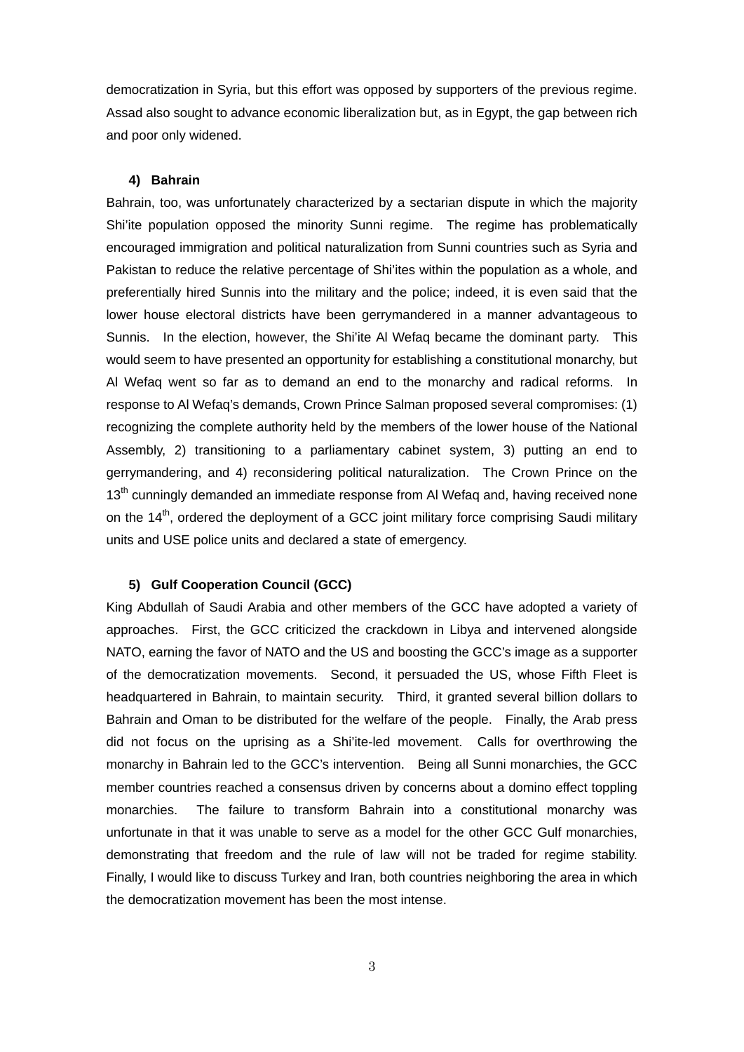democratization in Syria, but this effort was opposed by supporters of the previous regime. Assad also sought to advance economic liberalization but, as in Egypt, the gap between rich and poor only widened.

### 4) Bahrain

Bahrain, too, was unfortunately characterized by a sectarian dispute in which the majority Shi'ite population opposed the minority Sunni regime. The regime has problematically encouraged immigration and political naturalization from Sunni countries such as Syria and Pakistan to reduce the relative percentage of Shi'ites within the population as a whole, and preferentially hired Sunnis into the military and the police; indeed, it is even said that the lower house electoral districts have been gerrymandered in a manner advantageous to Sunnis. In the election, however, the Shi'ite Al Wefaq became the dominant party. This would seem to have presented an opportunity for establishing a constitutional monarchy, but Al Wefaq went so far as to demand an end to the monarchy and radical reforms. In response to Al Wefaq's demands, Crown Prince Salman proposed several compromises: (1) recognizing the complete authority held by the members of the lower house of the National Assembly, 2) transitioning to a parliamentary cabinet system, 3) putting an end to gerrymandering, and 4) reconsidering political naturalization. The Crown Prince on the 13th cunningly demanded an immediate response from Al Wefaq and, having received none on the 14th, ordered the deployment of a GCC joint military force comprising Saudi military units and USE police units and declared a state of emergency.

### 5) Gulf Cooperation Council (GCC)

King Abdullah of Saudi Arabia and other members of the GCC have adopted a variety of approaches. First, the GCC criticized the crackdown in Libya and intervened alongside NATO, earning the favor of NATO and the US and boosting the GCC's image as a supporter of the democratization movements. Second, it persuaded the US, whose Fifth Fleet is headquartered in Bahrain, to maintain security. Third, it granted several billion dollars to Bahrain and Oman to be distributed for the welfare of the people. Finally, the Arab press did not focus on the uprising as a Shi'ite-led movement. Calls for overthrowing the monarchy in Bahrain led to the GCC's intervention. Being all Sunni monarchies, the GCC member countries reached a consensus driven by concerns about a domino effect toppling monarchies. The failure to transform Bahrain into a constitutional monarchy was unfortunate in that it was unable to serve as a model for the other GCC Gulf monarchies, demonstrating that freedom and the rule of law will not be traded for regime stability. Finally, I would like to discuss Turkey and Iran, both countries neighboring the area in which the democratization movement has been the most intense.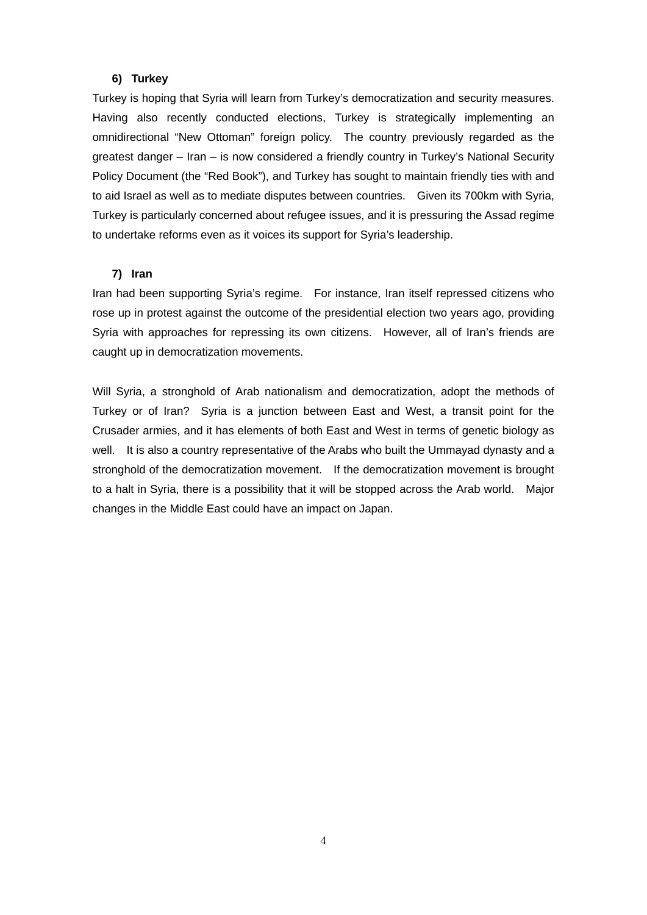**6) Turkey**

Turkey is hoping that Syria will learn from Turkey's democratization and security measures. Having also recently conducted elections, Turkey is strategically implementing an omnidirectional "New Ottoman" foreign policy. The country previously regarded as the greatest danger – Iran – is now considered a friendly country in Turkey's National Security Policy Document (the "Red Book"), and Turkey has sought to maintain friendly ties with and to aid Israel as well as to mediate disputes between countries. Given its 700km with Syria, Turkey is particularly concerned about refugee issues, and it is pressuring the Assad regime to undertake reforms even as it voices its support for Syria's leadership.

**7) Iran**

Iran had been supporting Syria's regime. For instance, Iran itself repressed citizens who rose up in protest against the outcome of the presidential election two years ago, providing Syria with approaches for repressing its own citizens. However, all of Iran's friends are caught up in democratization movements.

Will Syria, a stronghold of Arab nationalism and democratization, adopt the methods of Turkey or of Iran? Syria is a junction between East and West, a transit point for the Crusader armies, and it has elements of both East and West in terms of genetic biology as well. It is also a country representative of the Arabs who built the Ummayad dynasty and a stronghold of the democratization movement. If the democratization movement is brought to a halt in Syria, there is a possibility that it will be stopped across the Arab world. Major changes in the Middle East could have an impact on Japan.